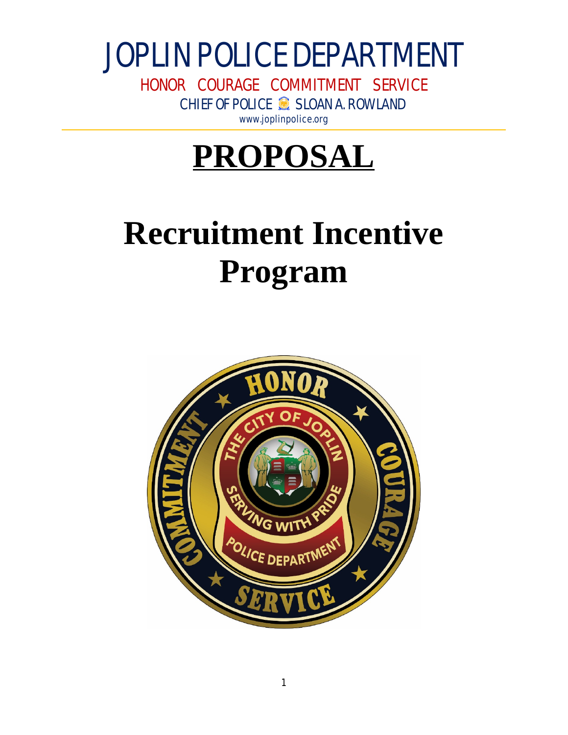# JOPLIN POLICE DEPARTMENT

HONOR COURAGE COMMITMENT SERVICE

CHIEF OF POLICE SLOAN A. ROWLAND

www.joplinpolice.org

# **PROPOSAL**

# Recruitment Incentive Program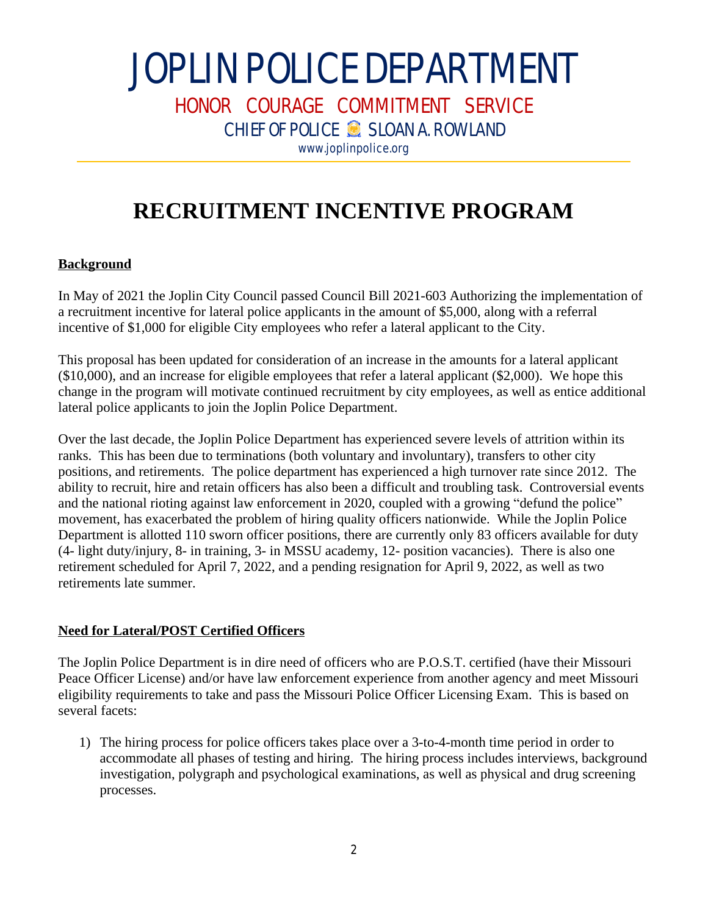# JOPLIN POLICE DEPARTMENT

HONOR COURAGE COMMITMENT SERVICE

CHIEF OF POLICE SLOAN A. ROWLAND

www.joplinpolice.org

# RECRUITMENT INCENTIVE PROGRAM

## Background

In May of 2021 the Joplin City Council passed Council Bill 2021-603 Authorizing the implementation of a recruitment incentive for lateral police applicants in the amount of $5,000, along with a referral incentive of $1,000 for eligible City employees who refer a lateral applicant to the City.

This proposal has been updated for consideration of an increase in the amounts for a lateral applicant ($10,000), and an increase for eligible employees that refer a lateral applicant ($2,000). We hope this change in the program will motivate continued recruitment by city employees, as well as entice additional lateral police applicants to join the Joplin Police Department.

Over the last decade, the Joplin Police Department has experienced severe levels of attrition within its ranks. This has been due to terminations (both voluntary and involuntary), transfers to other city positions, and retirements. The police department has experienced a high turnover rate since 2012. The ability to recruit, hire and retain officers has also been a difficult and troubling task. Controversial events and the national rioting against law enforcement in 2020, coupled with a growing "defund the police" movement, has exacerbated the problem of hiring quality officers nationwide. While the Joplin Police Department is allotted 110 sworn officer positions, there are currently only 83 officers available for duty (4- light duty/injury, 8- in training, 3- in MSSU academy, 12- position vacancies). There is also one retirement scheduled for April 7, 2022, and a pending resignation for April 9, 2022, as well as two retirements late summer.

## Need for Lateral/POST Certified Officers

The Joplin Police Department is in dire need of officers who are P.O.S.T. certified (have their Missouri Peace Officer License) and/or have law enforcement experience from another agency and meet Missouri eligibility requirements to take and pass the Missouri Police Officer Licensing Exam. This is based on several facets:

1) The hiring process for police officers takes place over a 3-to-4-month time period in order to accommodate all phases of testing and hiring. The hiring process includes interviews, background investigation, polygraph and psychological examinations, as well as physical and drug screening processes.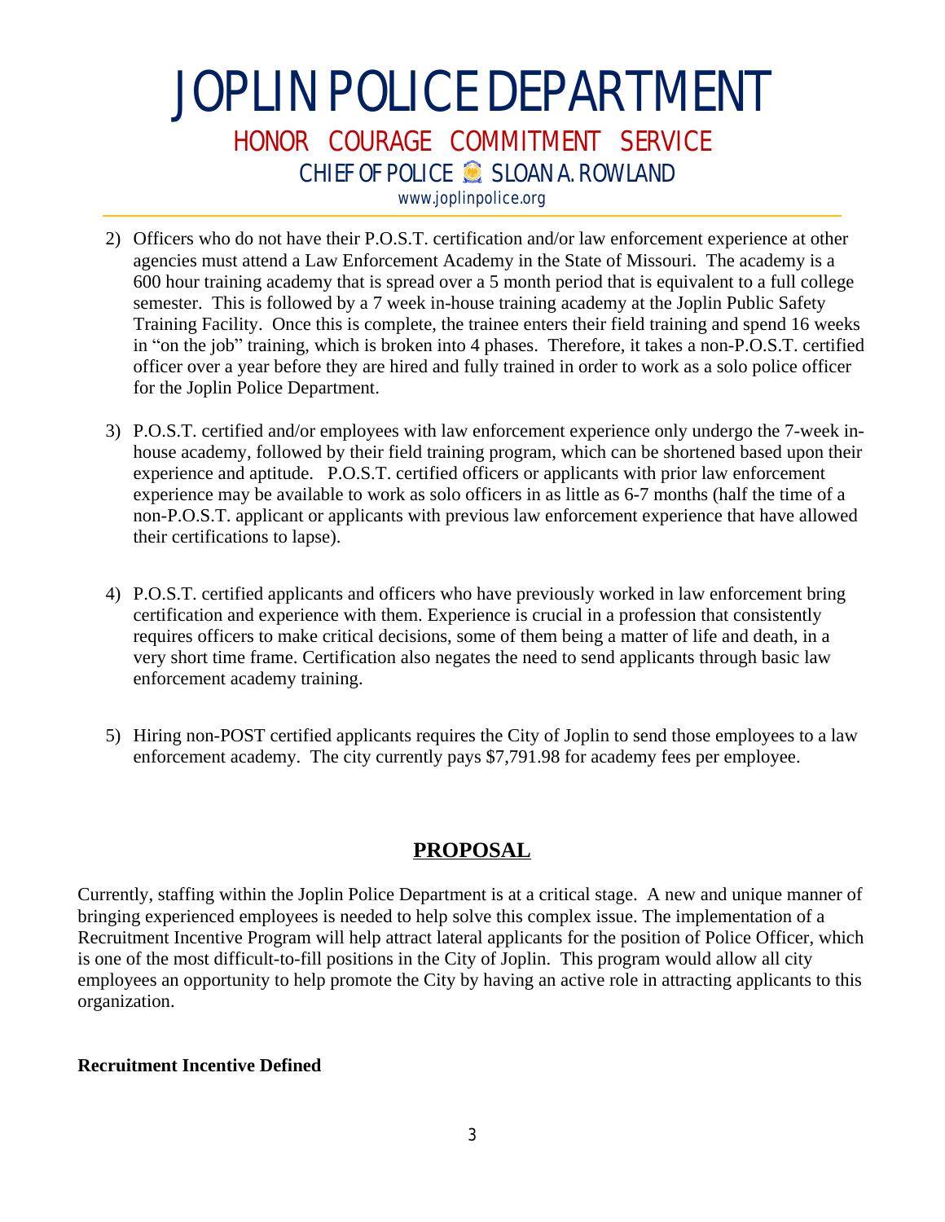2) Officers who do not have their P.O.S.T. certification and/or law enforcement experience at other agencies must attend a Law Enforcement Academy in the State of Missouri. The academy is a 600 hour training academy that is spread over a 5 month period that is equivalent to a full college semester. This is followed by a 7 week in-house training academy at the Joplin Public Safety Training Facility. Once this is complete, the trainee enters their field training and spend 16 weeks in "on the job" training, which is broken into 4 phases. Therefore, it takes a non-P.O.S.T. certified officer over a year before they are hired and fully trained in order to work as a solo police officer for the Joplin Police Department.

3) P.O.S.T. certified and/or employees with law enforcement experience only undergo the 7-week in-house academy, followed by their field training program, which can be shortened based upon their experience and aptitude. P.O.S.T. certified officers or applicants with prior law enforcement experience may be available to work as solo officers in as little as 6-7 months (half the time of a non-P.O.S.T. applicant or applicants with previous law enforcement experience that have allowed their certifications to lapse).

4) P.O.S.T. certified applicants and officers who have previously worked in law enforcement bring certification and experience with them. Experience is crucial in a profession that consistently requires officers to make critical decisions, some of them being a matter of life and death, in a very short time frame. Certification also negates the need to send applicants through basic law enforcement academy training.

5) Hiring non-POST certified applicants requires the City of Joplin to send those employees to a law enforcement academy. The city currently pays $7,791.98 for academy fees per employee.

## PROPOSAL

Currently, staffing within the Joplin Police Department is at a critical stage. A new and unique manner of bringing experienced employees is needed to help solve this complex issue. The implementation of a Recruitment Incentive Program will help attract lateral applicants for the position of Police Officer, which is one of the most difficult-to-fill positions in the City of Joplin. This program would allow all city employees an opportunity to help promote the City by having an active role in attracting applicants to this organization.

**Recruitment Incentive Defined**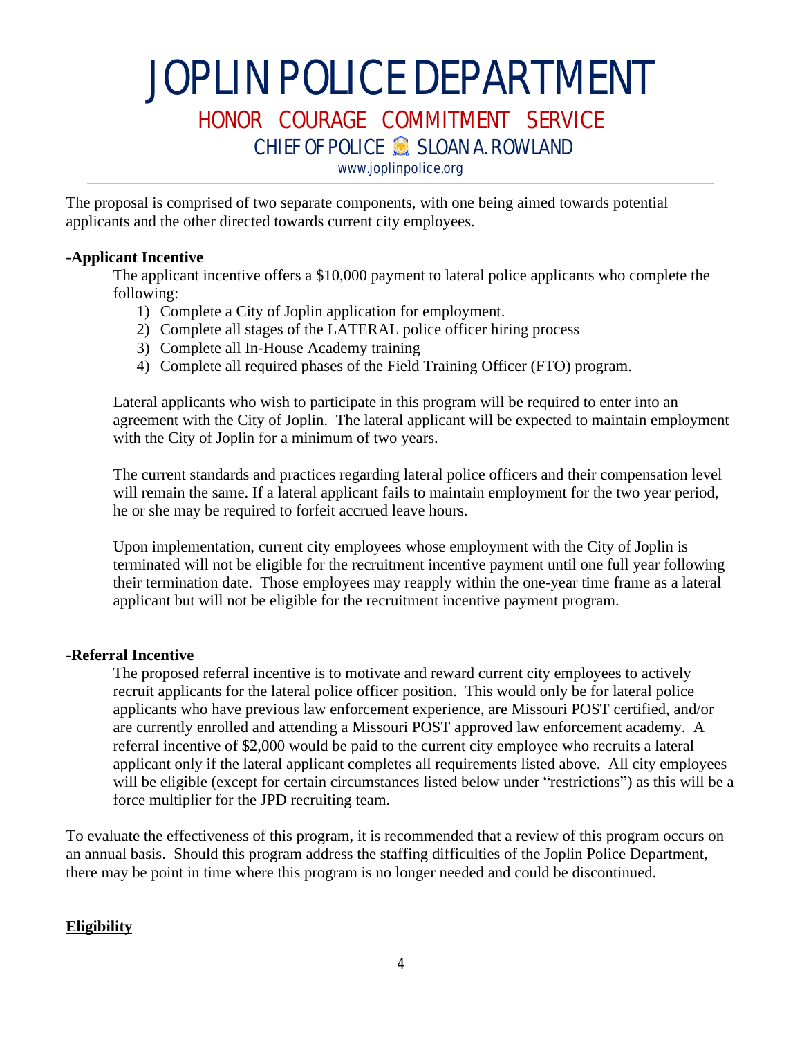The proposal is comprised of two separate components, with one being aimed towards potential applicants and the other directed towards current city employees.

-**Applicant Incentive**

The applicant incentive offers a $10,000 payment to lateral police applicants who complete the following:

1) Complete a City of Joplin application for employment.
2) Complete all stages of the LATERAL police officer hiring process
3) Complete all In-House Academy training
4) Complete all required phases of the Field Training Officer (FTO) program.

Lateral applicants who wish to participate in this program will be required to enter into an agreement with the City of Joplin. The lateral applicant will be expected to maintain employment with the City of Joplin for a minimum of two years.

The current standards and practices regarding lateral police officers and their compensation level will remain the same. If a lateral applicant fails to maintain employment for the two year period, he or she may be required to forfeit accrued leave hours.

Upon implementation, current city employees whose employment with the City of Joplin is terminated will not be eligible for the recruitment incentive payment until one full year following their termination date. Those employees may reapply within the one-year time frame as a lateral applicant but will not be eligible for the recruitment incentive payment program.

-**Referral Incentive**

The proposed referral incentive is to motivate and reward current city employees to actively recruit applicants for the lateral police officer position. This would only be for lateral police applicants who have previous law enforcement experience, are Missouri POST certified, and/or are currently enrolled and attending a Missouri POST approved law enforcement academy. A referral incentive of $2,000 would be paid to the current city employee who recruits a lateral applicant only if the lateral applicant completes all requirements listed above. All city employees will be eligible (except for certain circumstances listed below under "restrictions") as this will be a force multiplier for the JPD recruiting team.

To evaluate the effectiveness of this program, it is recommended that a review of this program occurs on an annual basis. Should this program address the staffing difficulties of the Joplin Police Department, there may be point in time where this program is no longer needed and could be discontinued.

**<u>Eligibility</u>**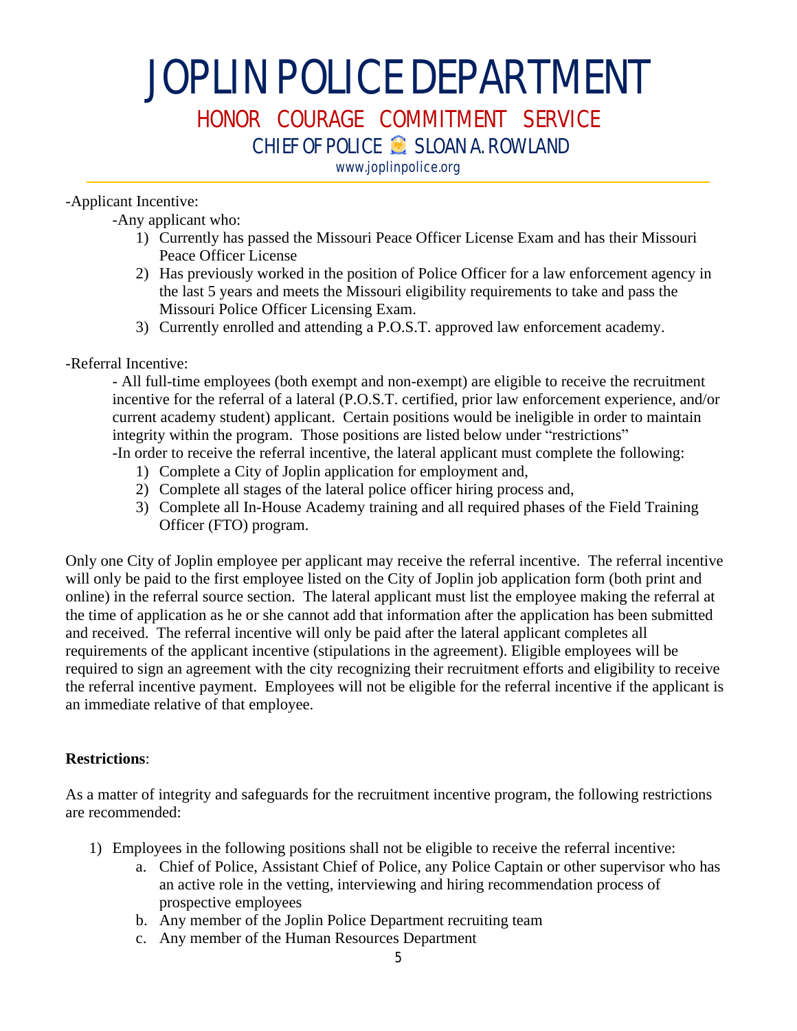-Applicant Incentive:

-Any applicant who:

1) Currently has passed the Missouri Peace Officer License Exam and has their Missouri Peace Officer License
2) Has previously worked in the position of Police Officer for a law enforcement agency in the last 5 years and meets the Missouri eligibility requirements to take and pass the Missouri Police Officer Licensing Exam.
3) Currently enrolled and attending a P.O.S.T. approved law enforcement academy.

-Referral Incentive:

- All full-time employees (both exempt and non-exempt) are eligible to receive the recruitment incentive for the referral of a lateral (P.O.S.T. certified, prior law enforcement experience, and/or current academy student) applicant. Certain positions would be ineligible in order to maintain integrity within the program. Those positions are listed below under "restrictions"

-In order to receive the referral incentive, the lateral applicant must complete the following:

1) Complete a City of Joplin application for employment and,
2) Complete all stages of the lateral police officer hiring process and,
3) Complete all In-House Academy training and all required phases of the Field Training Officer (FTO) program.

Only one City of Joplin employee per applicant may receive the referral incentive. The referral incentive will only be paid to the first employee listed on the City of Joplin job application form (both print and online) in the referral source section. The lateral applicant must list the employee making the referral at the time of application as he or she cannot add that information after the application has been submitted and received. The referral incentive will only be paid after the lateral applicant completes all requirements of the applicant incentive (stipulations in the agreement). Eligible employees will be required to sign an agreement with the city recognizing their recruitment efforts and eligibility to receive the referral incentive payment. Employees will not be eligible for the referral incentive if the applicant is an immediate relative of that employee.

**Restrictions**:

As a matter of integrity and safeguards for the recruitment incentive program, the following restrictions are recommended:

1) Employees in the following positions shall not be eligible to receive the referral incentive:
    a. Chief of Police, Assistant Chief of Police, any Police Captain or other supervisor who has an active role in the vetting, interviewing and hiring recommendation process of prospective employees
    b. Any member of the Joplin Police Department recruiting team
    c. Any member of the Human Resources Department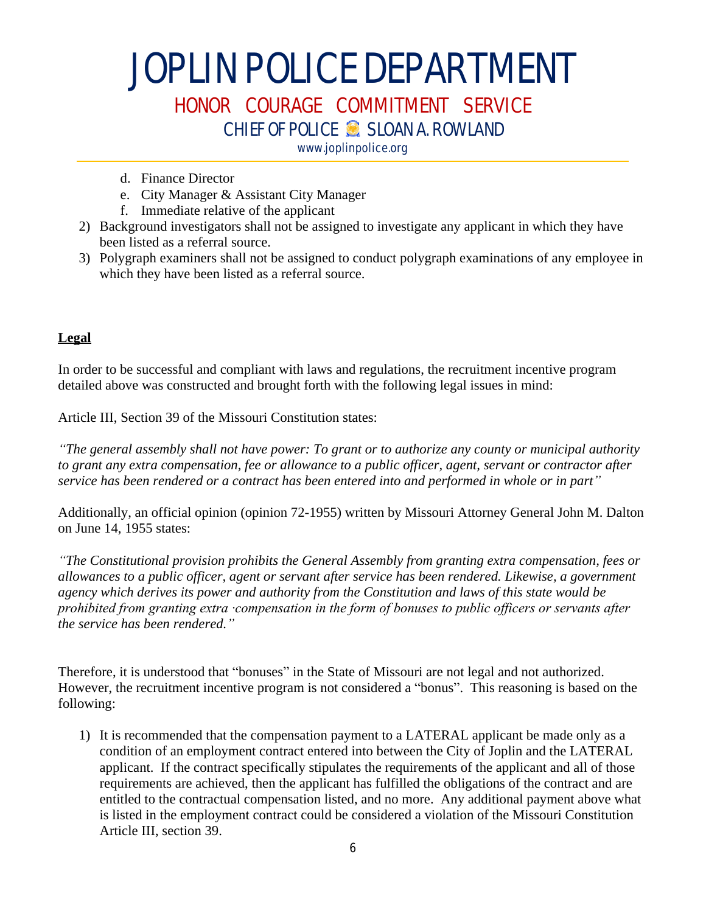d. Finance Director
   e. City Manager & Assistant City Manager
   f. Immediate relative of the applicant
2) Background investigators shall not be assigned to investigate any applicant in which they have been listed as a referral source.
3) Polygraph examiners shall not be assigned to conduct polygraph examinations of any employee in which they have been listed as a referral source.

**Legal**

In order to be successful and compliant with laws and regulations, the recruitment incentive program detailed above was constructed and brought forth with the following legal issues in mind:

Article III, Section 39 of the Missouri Constitution states:

*"The general assembly shall not have power: To grant or to authorize any county or municipal authority to grant any extra compensation, fee or allowance to a public officer, agent, servant or contractor after service has been rendered or a contract has been entered into and performed in whole or in part"*

Additionally, an official opinion (opinion 72-1955) written by Missouri Attorney General John M. Dalton on June 14, 1955 states:

*"The Constitutional provision prohibits the General Assembly from granting extra compensation, fees or allowances to a public officer, agent or servant after service has been rendered. Likewise, a government agency which derives its power and authority from the Constitution and laws of this state would be prohibited from granting extra ·compensation in the form of bonuses to public officers or servants after the service has been rendered."*

Therefore, it is understood that "bonuses" in the State of Missouri are not legal and not authorized. However, the recruitment incentive program is not considered a "bonus". This reasoning is based on the following:

1) It is recommended that the compensation payment to a LATERAL applicant be made only as a condition of an employment contract entered into between the City of Joplin and the LATERAL applicant. If the contract specifically stipulates the requirements of the applicant and all of those requirements are achieved, then the applicant has fulfilled the obligations of the contract and are entitled to the contractual compensation listed, and no more. Any additional payment above what is listed in the employment contract could be considered a violation of the Missouri Constitution Article III, section 39.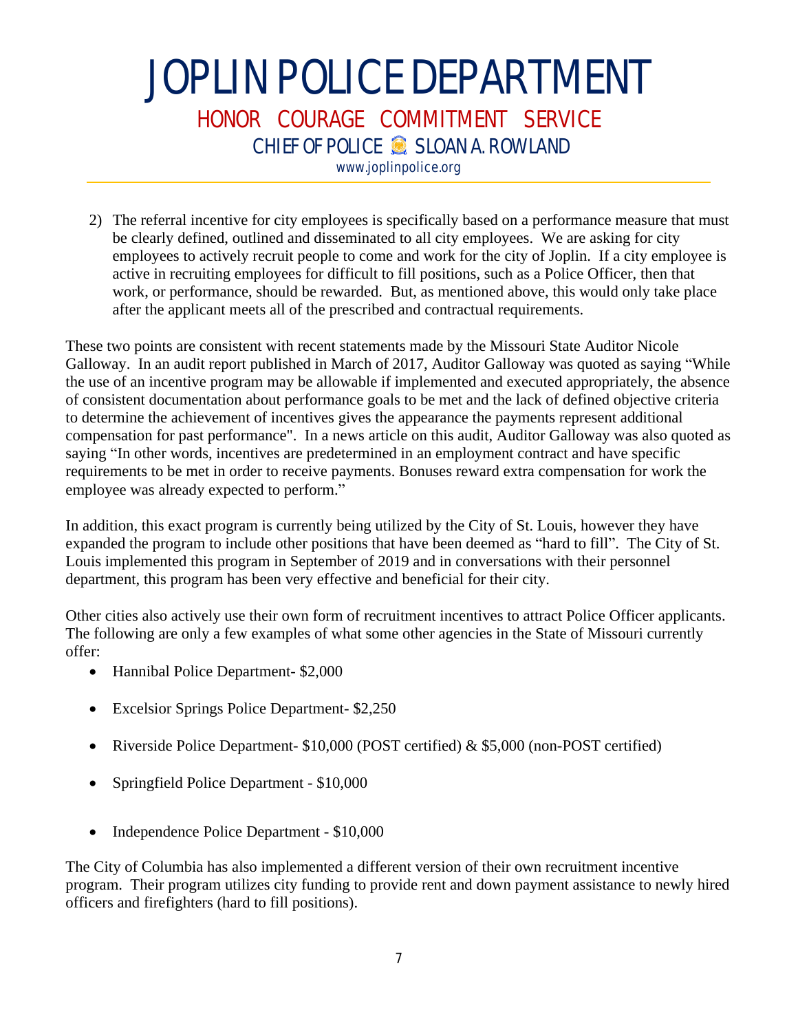2) The referral incentive for city employees is specifically based on a performance measure that must be clearly defined, outlined and disseminated to all city employees. We are asking for city employees to actively recruit people to come and work for the city of Joplin. If a city employee is active in recruiting employees for difficult to fill positions, such as a Police Officer, then that work, or performance, should be rewarded. But, as mentioned above, this would only take place after the applicant meets all of the prescribed and contractual requirements.

These two points are consistent with recent statements made by the Missouri State Auditor Nicole Galloway. In an audit report published in March of 2017, Auditor Galloway was quoted as saying "While the use of an incentive program may be allowable if implemented and executed appropriately, the absence of consistent documentation about performance goals to be met and the lack of defined objective criteria to determine the achievement of incentives gives the appearance the payments represent additional compensation for past performance". In a news article on this audit, Auditor Galloway was also quoted as saying "In other words, incentives are predetermined in an employment contract and have specific requirements to be met in order to receive payments. Bonuses reward extra compensation for work the employee was already expected to perform."

In addition, this exact program is currently being utilized by the City of St. Louis, however they have expanded the program to include other positions that have been deemed as "hard to fill". The City of St. Louis implemented this program in September of 2019 and in conversations with their personnel department, this program has been very effective and beneficial for their city.

Other cities also actively use their own form of recruitment incentives to attract Police Officer applicants. The following are only a few examples of what some other agencies in the State of Missouri currently offer:

- Hannibal Police Department- $2,000
- Excelsior Springs Police Department- $2,250
- Riverside Police Department- $10,000 (POST certified) & $5,000 (non-POST certified)
- Springfield Police Department - $10,000
- Independence Police Department - $10,000

The City of Columbia has also implemented a different version of their own recruitment incentive program. Their program utilizes city funding to provide rent and down payment assistance to newly hired officers and firefighters (hard to fill positions).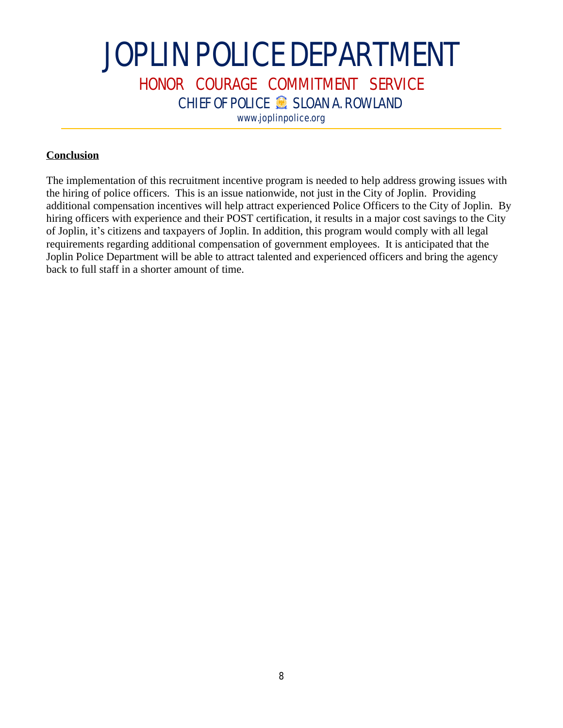## Conclusion

The implementation of this recruitment incentive program is needed to help address growing issues with the hiring of police officers. This is an issue nationwide, not just in the City of Joplin. Providing additional compensation incentives will help attract experienced Police Officers to the City of Joplin. By hiring officers with experience and their POST certification, it results in a major cost savings to the City of Joplin, it's citizens and taxpayers of Joplin. In addition, this program would comply with all legal requirements regarding additional compensation of government employees. It is anticipated that the Joplin Police Department will be able to attract talented and experienced officers and bring the agency back to full staff in a shorter amount of time.